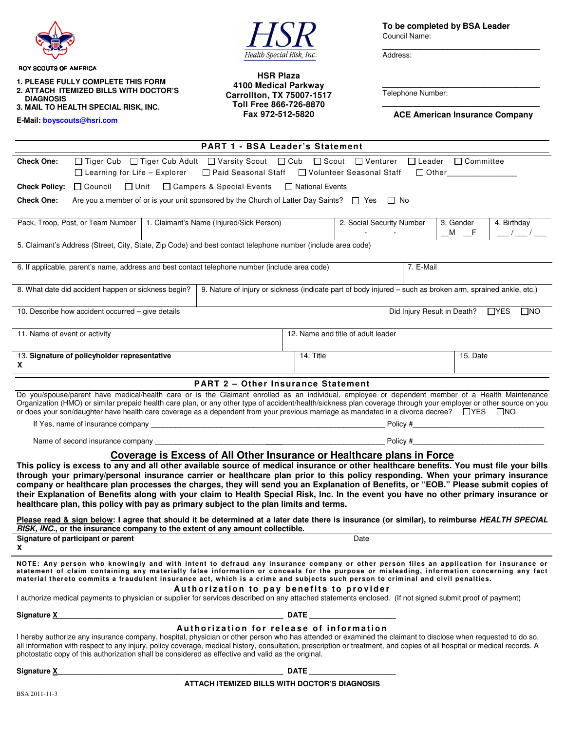BOY SCOUTS OF AMERICA

1. PLEASE FULLY COMPLETE THIS FORM
2. ATTACH ITEMIZED BILLS WITH DOCTOR'S DIAGNOSIS
3. MAIL TO HEALTH SPECIAL RISK, INC.

E-Mail: boyscouts@hsri.com

**HSR**
*Health Special Risk, Inc.*

**HSR Plaza**
**4100 Medical Parkway**
**Carrollton, TX 75007-1517**
**Toll Free 866-726-8870**
**Fax 972-512-5820**

**To be completed by BSA Leader**

Council Name: ______________________

Address: ______________________

______________________

Telephone Number: ______________________

**ACE American Insurance Company**

## PART 1 - BSA Leader's Statement

**Check One:** ☐ Tiger Cub ☐ Tiger Cub Adult ☐ Varsity Scout ☐ Cub ☐ Scout ☐ Venturer ☐ Leader ☐ Committee ☐ Learning for Life – Explorer ☐ Paid Seasonal Staff ☐ Volunteer Seasonal Staff ☐ Other________________

**Check Policy:** ☐ Council ☐ Unit ☐ Campers & Special Events ☐ National Events

**Check One:** Are you a member of or is your unit sponsored by the Church of Latter Day Saints? ☐ Yes ☐ No

| Pack, Troop, Post, or Team Number | 1. Claimant's Name (Injured/Sick Person) | 2. Social Security Number<br>- - | 3. Gender<br>__M __F | 4. Birthday<br>___/___/___ |
|---|---|---|---|---|

| 5. Claimant's Address (Street, City, State, Zip Code) and best contact telephone number (include area code) | |
|---|---|
| 6. If applicable, parent's name, address and best contact telephone number (include area code) | 7. E-Mail |
| 8. What date did accident happen or sickness begin? | 9. Nature of injury or sickness (indicate part of body injured – such as broken arm, sprained ankle, etc.) |
| 10. Describe how accident occurred – give details | Did Injury Result in Death? ☐YES ☐NO |
| 11. Name of event or activity | 12. Name and title of adult leader |

| 13. **Signature of policyholder representative**<br>**X** | 14. Title | 15. Date |
|---|---|---|

## PART 2 – Other Insurance Statement

Do you/spouse/parent have medical/health care or is the Claimant enrolled as an individual, employee or dependent member of a Health Maintenance Organization (HMO) or similar prepaid health care plan, or any other type of accident/health/sickness plan coverage through your employer or other source on you or does your son/daughter have health care coverage as a dependent from your previous marriage as mandated in a divorce decree? ☐YES ☐NO

If Yes, name of insurance company ______________________________ Policy #______________________

Name of second insurance company ______________________________ Policy #______________________

### Coverage is Excess of All Other Insurance or Healthcare plans in Force

**This policy is excess to any and all other available source of medical insurance or other healthcare benefits. You must file your bills through your primary/personal insurance carrier or healthcare plan prior to this policy responding. When your primary insurance company or healthcare plan processes the charges, they will send you an Explanation of Benefits, or "EOB." Please submit copies of their Explanation of Benefits along with your claim to Health Special Risk, Inc. In the event you have no other primary insurance or healthcare plan, this policy with pay as primary subject to the plan limits and terms.**

**Please read & sign below: I agree that should it be determined at a later date there is insurance (or similar), to reimburse *HEALTH SPECIAL RISK, INC.*, or the insurance company to the extent of any amount collectible.**

| **Signature of participant or parent**<br>**X** | Date |
|---|---|

**NOTE: Any person who knowingly and with intent to defraud any insurance company or other person files an application for insurance or statement of claim containing any materially false information or conceals for the purpose or misleading, information concerning any fact material thereto commits a fraudulent insurance act, which is a crime and subjects such person to criminal and civil penalties.**

### Authorization to pay benefits to provider

I authorize medical payments to physician or supplier for services described on any attached statements enclosed. (If not signed submit proof of payment)

**Signature X**______________________________ **DATE** ____________________

### Authorization for release of information

I hereby authorize any insurance company, hospital, physician or other person who has attended or examined the claimant to disclose when requested to do so, all information with respect to any injury, policy coverage, medical history, consultation, prescription or treatment, and copies of all hospital or medical records. A photostatic copy of this authorization shall be considered as effective and valid as the original.

**Signature X**______________________________ **DATE** ____________________

**ATTACH ITEMIZED BILLS WITH DOCTOR'S DIAGNOSIS**

BSA 2011-11-3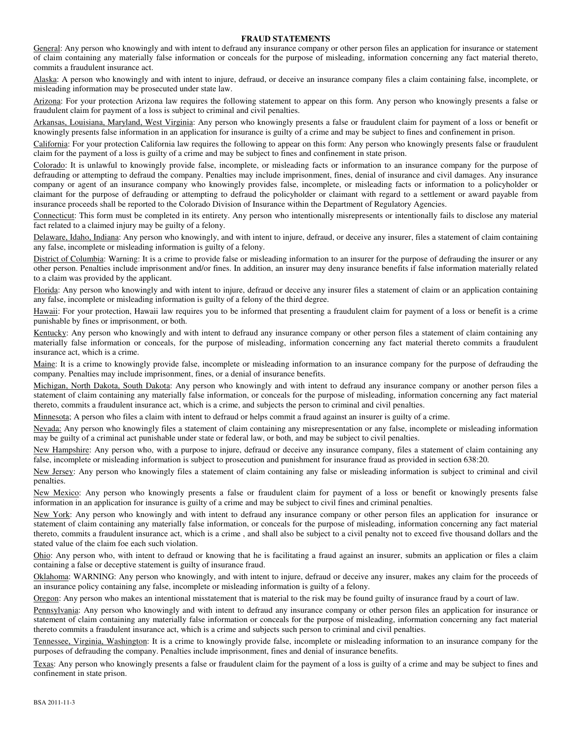# FRAUD STATEMENTS

<u>General</u>: Any person who knowingly and with intent to defraud any insurance company or other person files an application for insurance or statement of claim containing any materially false information or conceals for the purpose of misleading, information concerning any fact material thereto, commits a fraudulent insurance act.

<u>Alaska</u>: A person who knowingly and with intent to injure, defraud, or deceive an insurance company files a claim containing false, incomplete, or misleading information may be prosecuted under state law.

<u>Arizona</u>: For your protection Arizona law requires the following statement to appear on this form. Any person who knowingly presents a false or fraudulent claim for payment of a loss is subject to criminal and civil penalties.

<u>Arkansas, Louisiana, Maryland, West Virginia</u>: Any person who knowingly presents a false or fraudulent claim for payment of a loss or benefit or knowingly presents false information in an application for insurance is guilty of a crime and may be subject to fines and confinement in prison.

<u>California</u>: For your protection California law requires the following to appear on this form: Any person who knowingly presents false or fraudulent claim for the payment of a loss is guilty of a crime and may be subject to fines and confinement in state prison.

<u>Colorado</u>: It is unlawful to knowingly provide false, incomplete, or misleading facts or information to an insurance company for the purpose of defrauding or attempting to defraud the company. Penalties may include imprisonment, fines, denial of insurance and civil damages. Any insurance company or agent of an insurance company who knowingly provides false, incomplete, or misleading facts or information to a policyholder or claimant for the purpose of defrauding or attempting to defraud the policyholder or claimant with regard to a settlement or award payable from insurance proceeds shall be reported to the Colorado Division of Insurance within the Department of Regulatory Agencies.

<u>Connecticut</u>: This form must be completed in its entirety. Any person who intentionally misrepresents or intentionally fails to disclose any material fact related to a claimed injury may be guilty of a felony.

<u>Delaware, Idaho, Indiana</u>: Any person who knowingly, and with intent to injure, defraud, or deceive any insurer, files a statement of claim containing any false, incomplete or misleading information is guilty of a felony.

<u>District of Columbia</u>: Warning: It is a crime to provide false or misleading information to an insurer for the purpose of defrauding the insurer or any other person. Penalties include imprisonment and/or fines. In addition, an insurer may deny insurance benefits if false information materially related to a claim was provided by the applicant.

<u>Florida</u>: Any person who knowingly and with intent to injure, defraud or deceive any insurer files a statement of claim or an application containing any false, incomplete or misleading information is guilty of a felony of the third degree.

<u>Hawaii</u>: For your protection, Hawaii law requires you to be informed that presenting a fraudulent claim for payment of a loss or benefit is a crime punishable by fines or imprisonment, or both.

<u>Kentucky</u>: Any person who knowingly and with intent to defraud any insurance company or other person files a statement of claim containing any materially false information or conceals, for the purpose of misleading, information concerning any fact material thereto commits a fraudulent insurance act, which is a crime.

<u>Maine</u>: It is a crime to knowingly provide false, incomplete or misleading information to an insurance company for the purpose of defrauding the company. Penalties may include imprisonment, fines, or a denial of insurance benefits.

<u>Michigan, North Dakota, South Dakota</u>: Any person who knowingly and with intent to defraud any insurance company or another person files a statement of claim containing any materially false information, or conceals for the purpose of misleading, information concerning any fact material thereto, commits a fraudulent insurance act, which is a crime, and subjects the person to criminal and civil penalties.

<u>Minnesota</u>; A person who files a claim with intent to defraud or helps commit a fraud against an insurer is guilty of a crime.

<u>Nevada:</u> Any person who knowingly files a statement of claim containing any misrepresentation or any false, incomplete or misleading information may be guilty of a criminal act punishable under state or federal law, or both, and may be subject to civil penalties.

<u>New Hampshire</u>: Any person who, with a purpose to injure, defraud or deceive any insurance company, files a statement of claim containing any false, incomplete or misleading information is subject to prosecution and punishment for insurance fraud as provided in section 638:20.

<u>New Jersey</u>: Any person who knowingly files a statement of claim containing any false or misleading information is subject to criminal and civil penalties.

<u>New Mexico</u>: Any person who knowingly presents a false or fraudulent claim for payment of a loss or benefit or knowingly presents false information in an application for insurance is guilty of a crime and may be subject to civil fines and criminal penalties.

<u>New York</u>: Any person who knowingly and with intent to defraud any insurance company or other person files an application for insurance or statement of claim containing any materially false information, or conceals for the purpose of misleading, information concerning any fact material thereto, commits a fraudulent insurance act, which is a crime , and shall also be subject to a civil penalty not to exceed five thousand dollars and the stated value of the claim foe each such violation.

<u>Ohio</u>: Any person who, with intent to defraud or knowing that he is facilitating a fraud against an insurer, submits an application or files a claim containing a false or deceptive statement is guilty of insurance fraud.

<u>Oklahoma</u>: WARNING: Any person who knowingly, and with intent to injure, defraud or deceive any insurer, makes any claim for the proceeds of an insurance policy containing any false, incomplete or misleading information is guilty of a felony.

<u>Oregon</u>: Any person who makes an intentional misstatement that is material to the risk may be found guilty of insurance fraud by a court of law.

<u>Pennsylvania</u>: Any person who knowingly and with intent to defraud any insurance company or other person files an application for insurance or statement of claim containing any materially false information or conceals for the purpose of misleading, information concerning any fact material thereto commits a fraudulent insurance act, which is a crime and subjects such person to criminal and civil penalties.

<u>Tennessee, Virginia, Washington</u>: It is a crime to knowingly provide false, incomplete or misleading information to an insurance company for the purposes of defrauding the company. Penalties include imprisonment, fines and denial of insurance benefits.

<u>Texas</u>: Any person who knowingly presents a false or fraudulent claim for the payment of a loss is guilty of a crime and may be subject to fines and confinement in state prison.

BSA 2011-11-3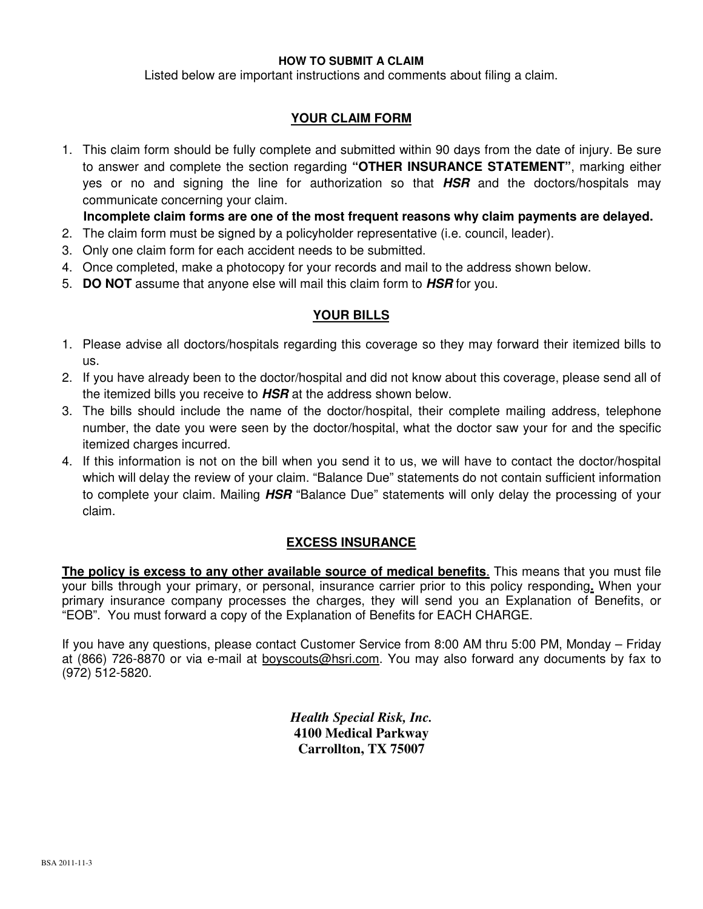# HOW TO SUBMIT A CLAIM

Listed below are important instructions and comments about filing a claim.

## YOUR CLAIM FORM

1. This claim form should be fully complete and submitted within 90 days from the date of injury. Be sure to answer and complete the section regarding **"OTHER INSURANCE STATEMENT"**, marking either yes or no and signing the line for authorization so that ***HSR*** and the doctors/hospitals may communicate concerning your claim.
   **Incomplete claim forms are one of the most frequent reasons why claim payments are delayed.**
2. The claim form must be signed by a policyholder representative (i.e. council, leader).
3. Only one claim form for each accident needs to be submitted.
4. Once completed, make a photocopy for your records and mail to the address shown below.
5. **DO NOT** assume that anyone else will mail this claim form to ***HSR*** for you.

## YOUR BILLS

1. Please advise all doctors/hospitals regarding this coverage so they may forward their itemized bills to us.
2. If you have already been to the doctor/hospital and did not know about this coverage, please send all of the itemized bills you receive to ***HSR*** at the address shown below.
3. The bills should include the name of the doctor/hospital, their complete mailing address, telephone number, the date you were seen by the doctor/hospital, what the doctor saw your for and the specific itemized charges incurred.
4. If this information is not on the bill when you send it to us, we will have to contact the doctor/hospital which will delay the review of your claim. "Balance Due" statements do not contain sufficient information to complete your claim. Mailing ***HSR*** "Balance Due" statements will only delay the processing of your claim.

## EXCESS INSURANCE

**The policy is excess to any other available source of medical benefits**. This means that you must file your bills through your primary, or personal, insurance carrier prior to this policy responding**.** When your primary insurance company processes the charges, they will send you an Explanation of Benefits, or "EOB". You must forward a copy of the Explanation of Benefits for EACH CHARGE.

If you have any questions, please contact Customer Service from 8:00 AM thru 5:00 PM, Monday – Friday at (866) 726-8870 or via e-mail at boyscouts@hsri.com. You may also forward any documents by fax to (972) 512-5820.

***Health Special Risk, Inc.***
**4100 Medical Parkway**
**Carrollton, TX 75007**

BSA 2011-11-3